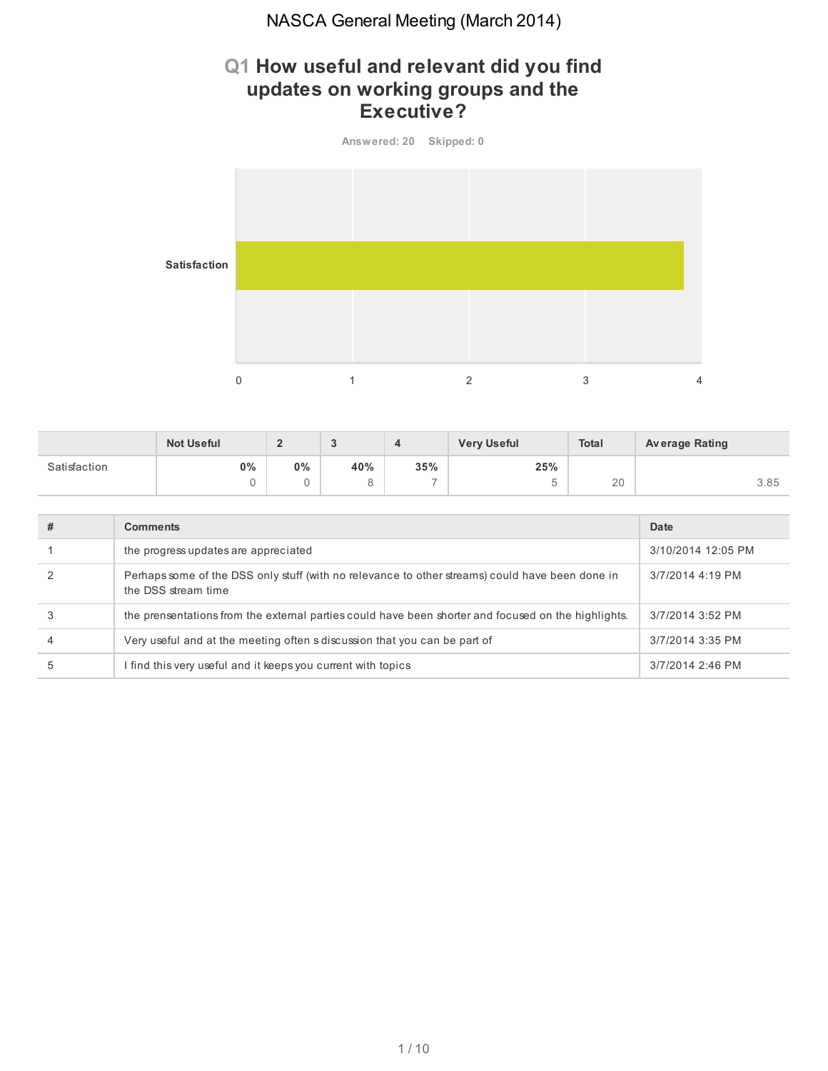# NASCA General Meeting (March 2014)

## Q1 How useful and relevant did you find updates on working groups and the Executive?

**Answered: 20 Skipped: 0**

| | Not Useful | 2 | 3 | 4 | Very Useful | Total | Average Rating |
|---|---|---|---|---|---|---|---|
| Satisfaction | 0%<br>0 | 0%<br>0 | 40%<br>8 | 35%<br>7 | 25%<br>5 | 20 | 3.85 |

| # | Comments | Date |
|---|---|---|
| 1 | the progress updates are appreciated | 3/10/2014 12:05 PM |
| 2 | Perhaps some of the DSS only stuff (with no relevance to other streams) could have been done in the DSS stream time | 3/7/2014 4:19 PM |
| 3 | the prensentations from the external parties could have been shorter and focused on the highlights. | 3/7/2014 3:52 PM |
| 4 | Very useful and at the meeting often s discussion that you can be part of | 3/7/2014 3:35 PM |
| 5 | I find this very useful and it keeps you current with topics | 3/7/2014 2:46 PM |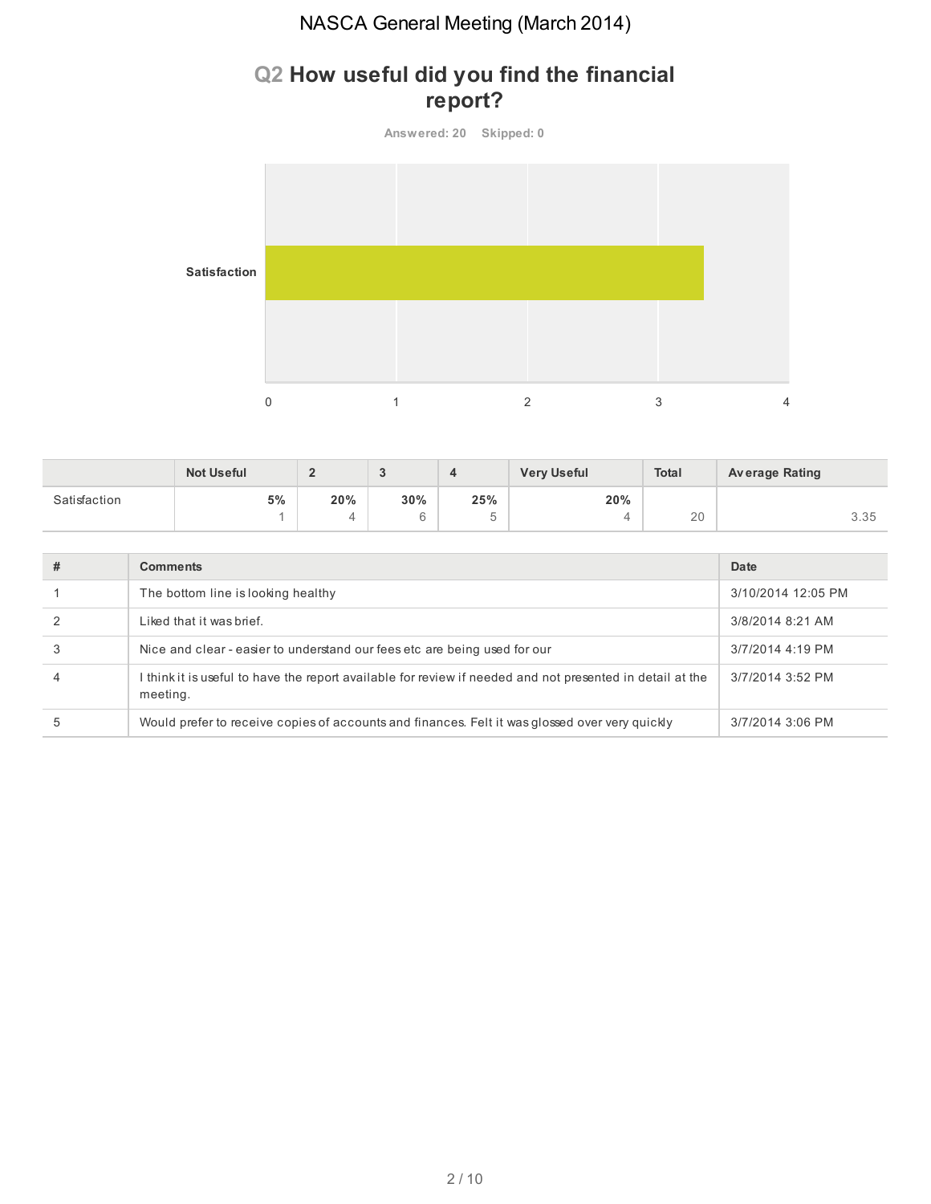# NASCA General Meeting (March 2014)

## Q2 How useful did you find the financial report?

**Answered: 20 Skipped: 0**

Satisfaction

0 1 2 3 4

| | Not Useful | 2 | 3 | 4 | Very Useful | Total | Average Rating |
|---|---|---|---|---|---|---|---|
| Satisfaction | **5%** 1 | **20%** 4 | **30%** 6 | **25%** 5 | **20%** 4 | 20 | 3.35 |

| # | Comments | Date |
|---|---|---|
| 1 | The bottom line is looking healthy | 3/10/2014 12:05 PM |
| 2 | Liked that it was brief. | 3/8/2014 8:21 AM |
| 3 | Nice and clear - easier to understand our fees etc are being used for our | 3/7/2014 4:19 PM |
| 4 | I think it is useful to have the report available for review if needed and not presented in detail at the meeting. | 3/7/2014 3:52 PM |
| 5 | Would prefer to receive copies of accounts and finances. Felt it was glossed over very quickly | 3/7/2014 3:06 PM |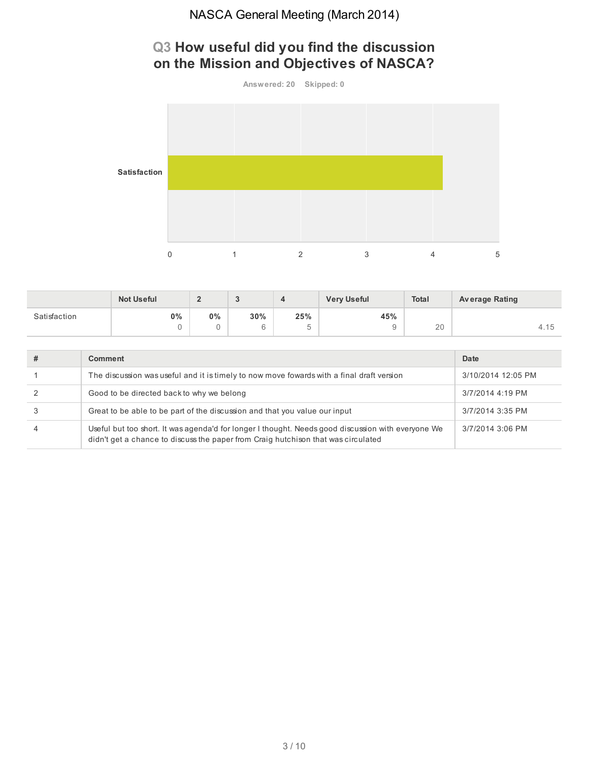## Q3 How useful did you find the discussion on the Mission and Objectives of NASCA?

**Answered: 20 Skipped: 0**

Satisfaction

0 1 2 3 4 5

| | Not Useful | 2 | 3 | 4 | Very Useful | Total | Average Rating |
|---|---|---|---|---|---|---|---|
| Satisfaction | 0%<br>0 | 0%<br>0 | 30%<br>6 | 25%<br>5 | 45%<br>9 | 20 | 4.15 |

| # | Comment | Date |
|---|---|---|
| 1 | The discussion was useful and it is timely to now move fowards with a final draft version | 3/10/2014 12:05 PM |
| 2 | Good to be directed back to why we belong | 3/7/2014 4:19 PM |
| 3 | Great to be able to be part of the discussion and that you value our input | 3/7/2014 3:35 PM |
| 4 | Useful but too short. It was agenda'd for longer I thought. Needs good discussion with everyone We didn't get a chance to discuss the paper from Craig hutchison that was circulated | 3/7/2014 3:06 PM |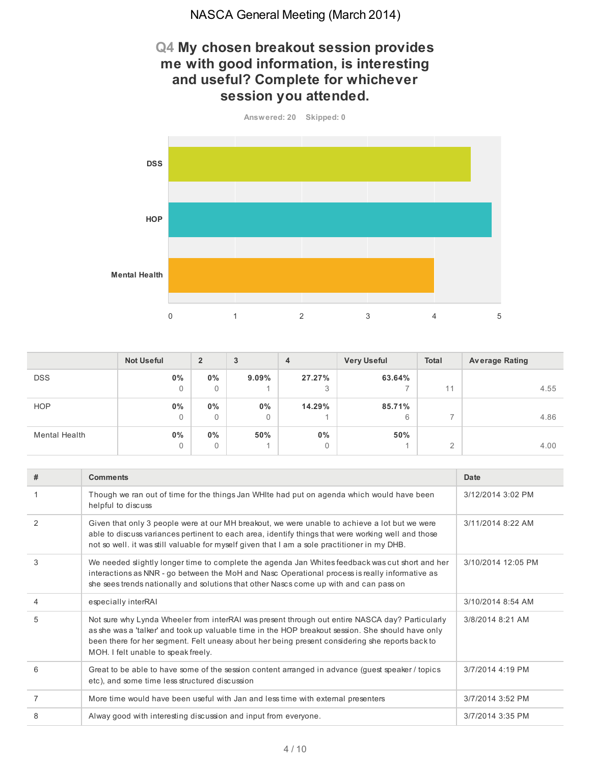# NASCA General Meeting (March 2014)

## Q4 My chosen breakout session provides me with good information, is interesting and useful? Complete for whichever session you attended.

Answered: 20 Skipped: 0

| | Not Useful | 2 | 3 | 4 | Very Useful | Total | Average Rating |
|---|---|---|---|---|---|---|---|
| DSS | 0%<br>0 | 0%<br>0 | 9.09%<br>1 | 27.27%<br>3 | 63.64%<br>7 | 11 | 4.55 |
| HOP | 0%<br>0 | 0%<br>0 | 0%<br>0 | 14.29%<br>1 | 85.71%<br>6 | 7 | 4.86 |
| Mental Health | 0%<br>0 | 0%<br>0 | 50%<br>1 | 0%<br>0 | 50%<br>1 | 2 | 4.00 |

| # | Comments | Date |
|---|---|---|
| 1 | Though we ran out of time for the things Jan WHIte had put on agenda which would have been helpful to discuss | 3/12/2014 3:02 PM |
| 2 | Given that only 3 people were at our MH breakout, we were unable to achieve a lot but we were able to discuss variances pertinent to each area, identify things that were working well and those not so well. it was still valuable for myself given that I am a sole practitioner in my DHB. | 3/11/2014 8:22 AM |
| 3 | We needed slightly longer time to complete the agenda Jan Whites feedback was cut short and her interactions as NNR - go between the MoH and Nasc Operational process is really informative as she sees trends nationally and solutions that other Nascs come up with and can pass on | 3/10/2014 12:05 PM |
| 4 | especially interRAI | 3/10/2014 8:54 AM |
| 5 | Not sure why Lynda Wheeler from interRAI was present through out entire NASCA day? Particularly as she was a 'talker' and took up valuable time in the HOP breakout session. She should have only been there for her segment. Felt uneasy about her being present considering she reports back to MOH. I felt unable to speak freely. | 3/8/2014 8:21 AM |
| 6 | Great to be able to have some of the session content arranged in advance (guest speaker / topics etc), and some time less structured discussion | 3/7/2014 4:19 PM |
| 7 | More time would have been useful with Jan and less time with external presenters | 3/7/2014 3:52 PM |
| 8 | Alway good with interesting discussion and input from everyone. | 3/7/2014 3:35 PM |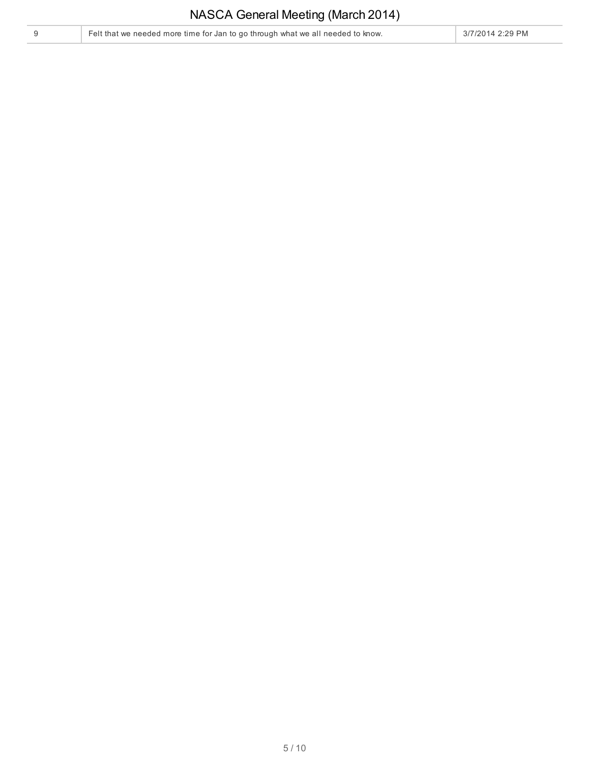| | | |
|---|---|---|
| 9 | Felt that we needed more time for Jan to go through what we all needed to know. | 3/7/2014 2:29 PM |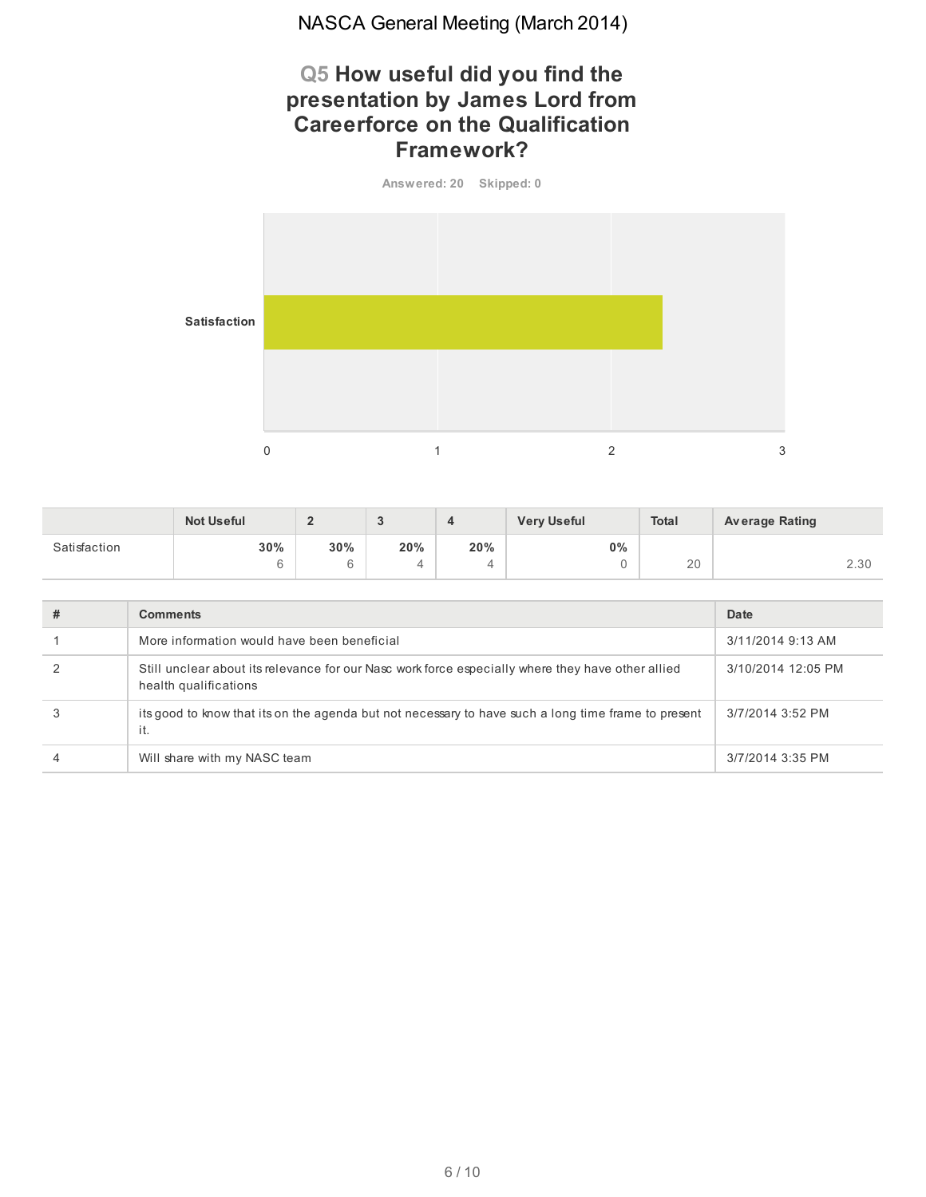## Q5 How useful did you find the presentation by James Lord from Careerforce on the Qualification Framework?

Answered: 20 Skipped: 0

| | Not Useful | 2 | 3 | 4 | Very Useful | Total | Average Rating |
|---|---|---|---|---|---|---|---|
| Satisfaction | 30% 6 | 30% 6 | 20% 4 | 20% 4 | 0% 0 | 20 | 2.30 |

| # | Comments | Date |
|---|---|---|
| 1 | More information would have been beneficial | 3/11/2014 9:13 AM |
| 2 | Still unclear about its relevance for our Nasc work force especially where they have other allied health qualifications | 3/10/2014 12:05 PM |
| 3 | its good to know that its on the agenda but not necessary to have such a long time frame to present it. | 3/7/2014 3:52 PM |
| 4 | Will share with my NASC team | 3/7/2014 3:35 PM |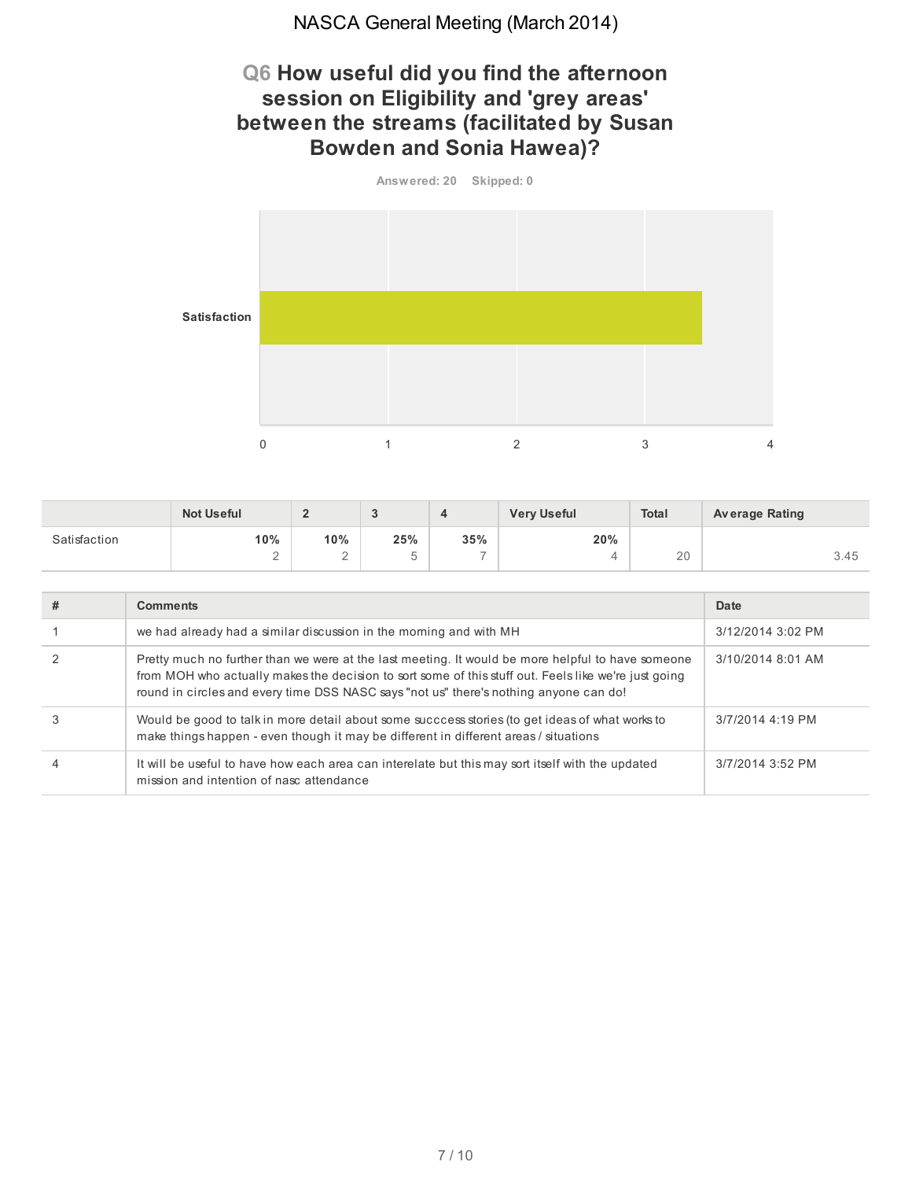# NASCA General Meeting (March 2014)

## Q6 How useful did you find the afternoon session on Eligibility and 'grey areas' between the streams (facilitated by Susan Bowden and Sonia Hawea)?

Answered: 20 Skipped: 0

| | Not Useful | 2 | 3 | 4 | Very Useful | Total | Average Rating |
|---|---|---|---|---|---|---|---|
| Satisfaction | 10% 2 | 10% 2 | 25% 5 | 35% 7 | 20% 4 | 20 | 3.45 |

| # | Comments | Date |
|---|---|---|
| 1 | we had already had a similar discussion in the morning and with MH | 3/12/2014 3:02 PM |
| 2 | Pretty much no further than we were at the last meeting. It would be more helpful to have someone from MOH who actually makes the decision to sort some of this stuff out. Feels like we're just going round in circles and every time DSS NASC says "not us" there's nothing anyone can do! | 3/10/2014 8:01 AM |
| 3 | Would be good to talk in more detail about some succcess stories (to get ideas of what works to make things happen - even though it may be different in different areas / situations | 3/7/2014 4:19 PM |
| 4 | It will be useful to have how each area can interelate but this may sort itself with the updated mission and intention of nasc attendance | 3/7/2014 3:52 PM |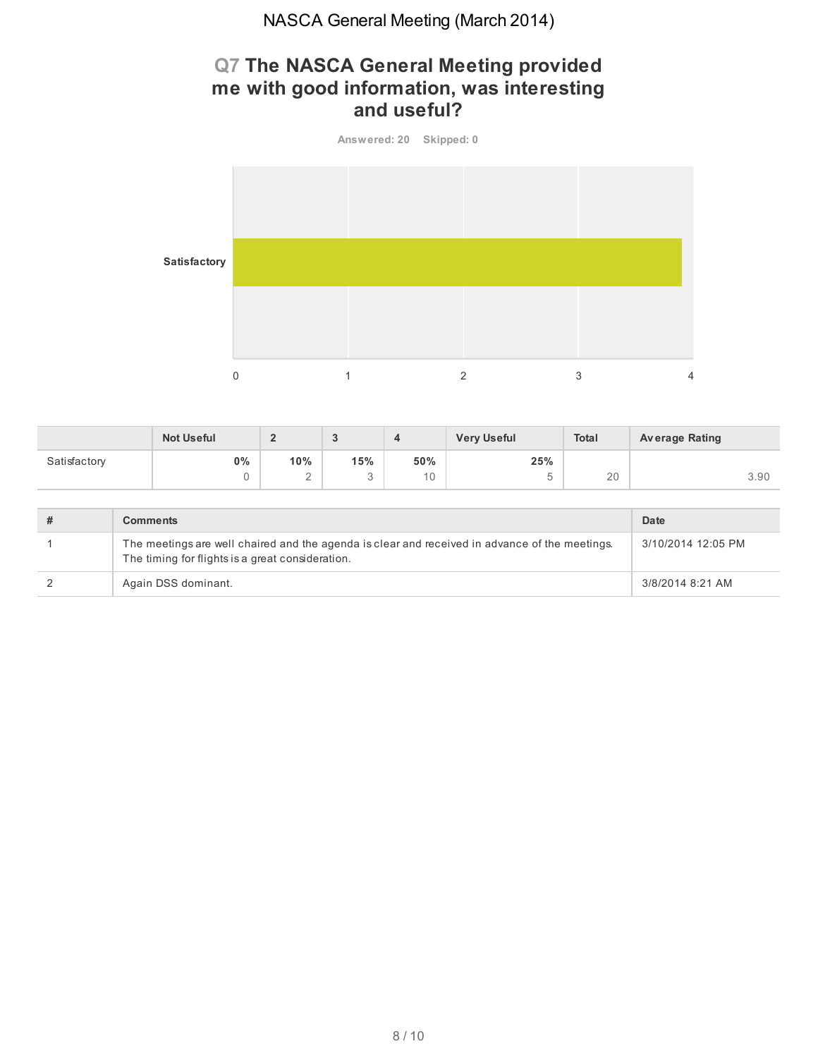## Q7 The NASCA General Meeting provided me with good information, was interesting and useful?

Answered: 20 Skipped: 0

| | Not Useful | 2 | 3 | 4 | Very Useful | Total | Average Rating |
|---|---|---|---|---|---|---|---|
| Satisfactory | 0%<br>0 | 10%<br>2 | 15%<br>3 | 50%<br>10 | 25%<br>5 | 20 | 3.90 |

| # | Comments | Date |
|---|---|---|
| 1 | The meetings are well chaired and the agenda is clear and received in advance of the meetings. The timing for flights is a great consideration. | 3/10/2014 12:05 PM |
| 2 | Again DSS dominant. | 3/8/2014 8:21 AM |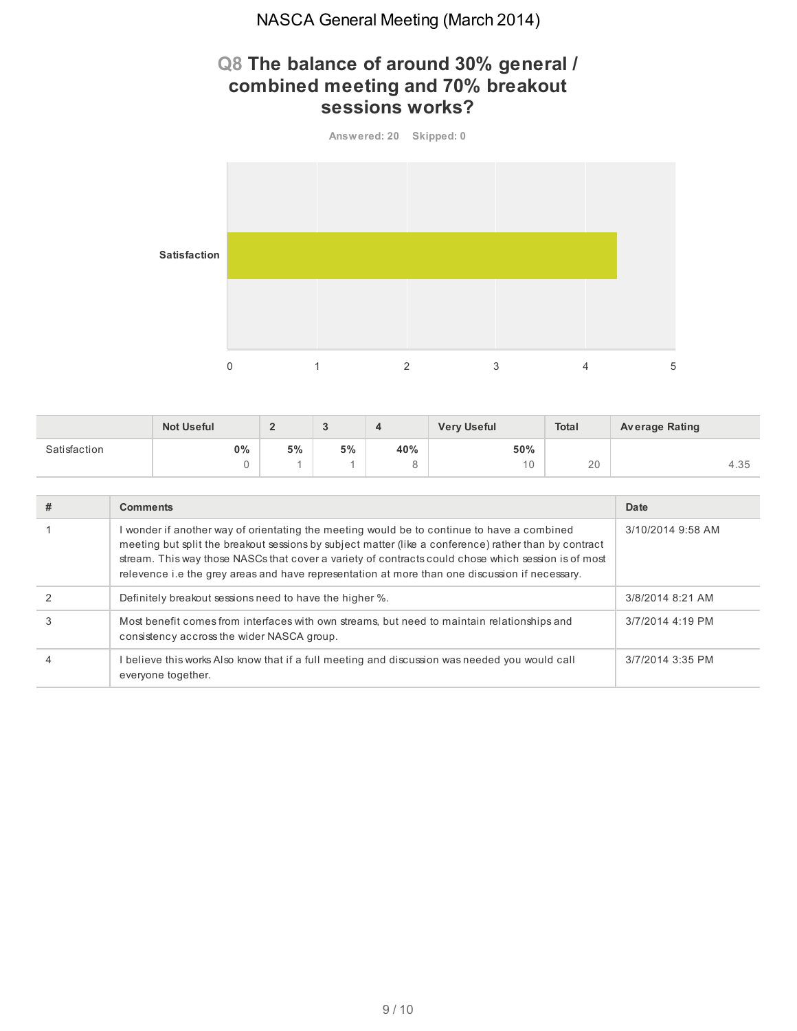## Q8 The balance of around 30% general / combined meeting and 70% breakout sessions works?

Answered: 20 Skipped: 0

| | Not Useful | 2 | 3 | 4 | Very Useful | Total | Average Rating |
|---|---|---|---|---|---|---|---|
| Satisfaction | 0% 0 | 5% 1 | 5% 1 | 40% 8 | 50% 10 | 20 | 4.35 |

| # | Comments | Date |
|---|---|---|
| 1 | I wonder if another way of orientating the meeting would be to continue to have a combined meeting but split the breakout sessions by subject matter (like a conference) rather than by contract stream. This way those NASCs that cover a variety of contracts could chose which session is of most relevence i.e the grey areas and have representation at more than one discussion if necessary. | 3/10/2014 9:58 AM |
| 2 | Definitely breakout sessions need to have the higher %. | 3/8/2014 8:21 AM |
| 3 | Most benefit comes from interfaces with own streams, but need to maintain relationships and consistency accross the wider NASCA group. | 3/7/2014 4:19 PM |
| 4 | I believe this works Also know that if a full meeting and discussion was needed you would call everyone together. | 3/7/2014 3:35 PM |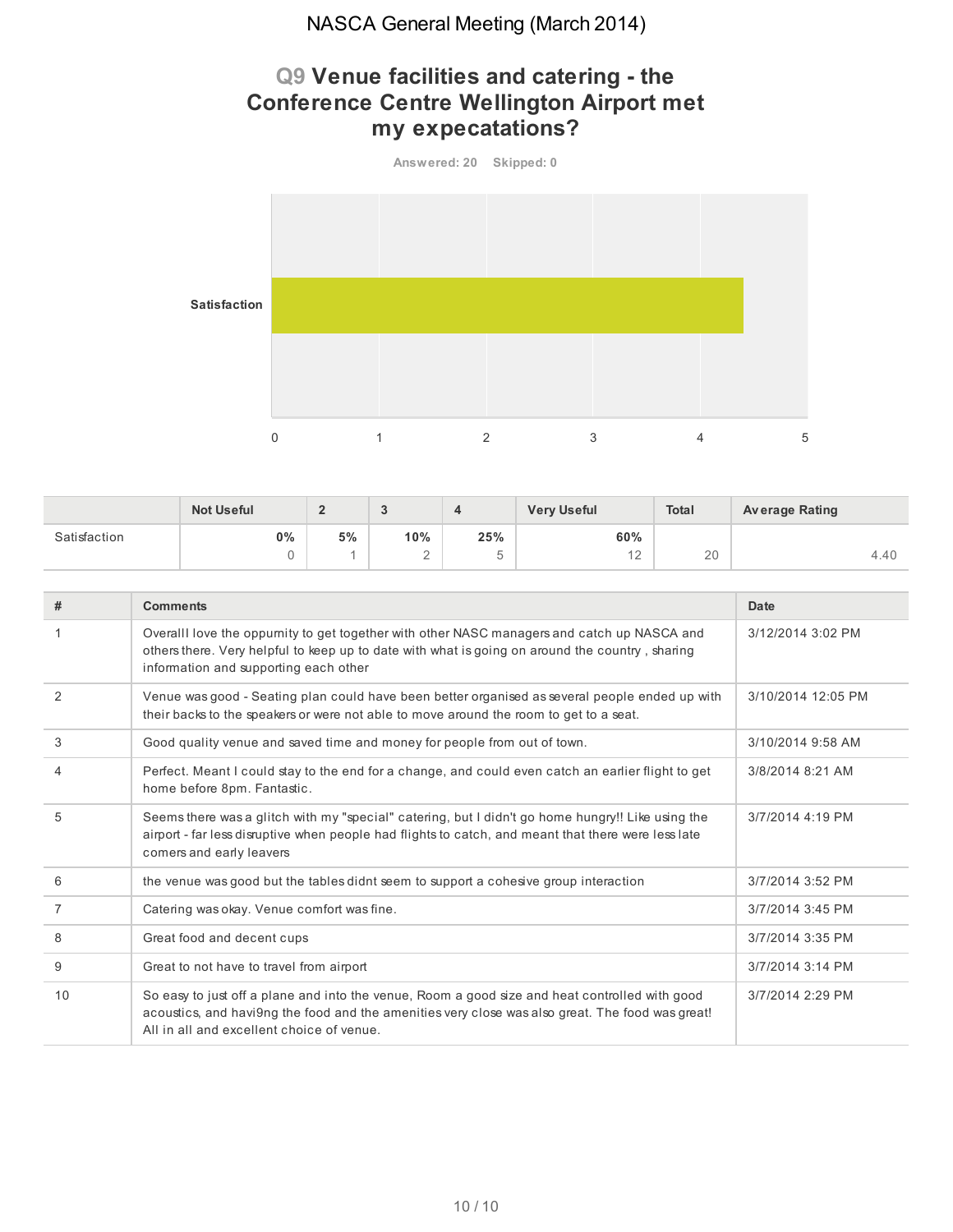NASCA General Meeting (March 2014)

## Q9 Venue facilities and catering - the Conference Centre Wellington Airport met my expecatations?

Answered: 20 Skipped: 0

Satisfaction

0 1 2 3 4 5

| | Not Useful | 2 | 3 | 4 | Very Useful | Total | Average Rating |
|---|---|---|---|---|---|---|---|
| Satisfaction | 0%<br>0 | 5%<br>1 | 10%<br>2 | 25%<br>5 | 60%<br>12 | 20 | 4.40 |

| # | Comments | Date |
|---|---|---|
| 1 | Overalll love the oppurnity to get together with other NASC managers and catch up NASCA and others there. Very helpful to keep up to date with what is going on around the country , sharing information and supporting each other | 3/12/2014 3:02 PM |
| 2 | Venue was good - Seating plan could have been better organised as several people ended up with their backs to the speakers or were not able to move around the room to get to a seat. | 3/10/2014 12:05 PM |
| 3 | Good quality venue and saved time and money for people from out of town. | 3/10/2014 9:58 AM |
| 4 | Perfect. Meant I could stay to the end for a change, and could even catch an earlier flight to get home before 8pm. Fantastic. | 3/8/2014 8:21 AM |
| 5 | Seems there was a glitch with my "special" catering, but I didn't go home hungry!! Like using the airport - far less disruptive when people had flights to catch, and meant that there were less late comers and early leavers | 3/7/2014 4:19 PM |
| 6 | the venue was good but the tables didnt seem to support a cohesive group interaction | 3/7/2014 3:52 PM |
| 7 | Catering was okay. Venue comfort was fine. | 3/7/2014 3:45 PM |
| 8 | Great food and decent cups | 3/7/2014 3:35 PM |
| 9 | Great to not have to travel from airport | 3/7/2014 3:14 PM |
| 10 | So easy to just off a plane and into the venue, Room a good size and heat controlled with good acoustics, and havi9ng the food and the amenities very close was also great. The food was great! All in all and excellent choice of venue. | 3/7/2014 2:29 PM |